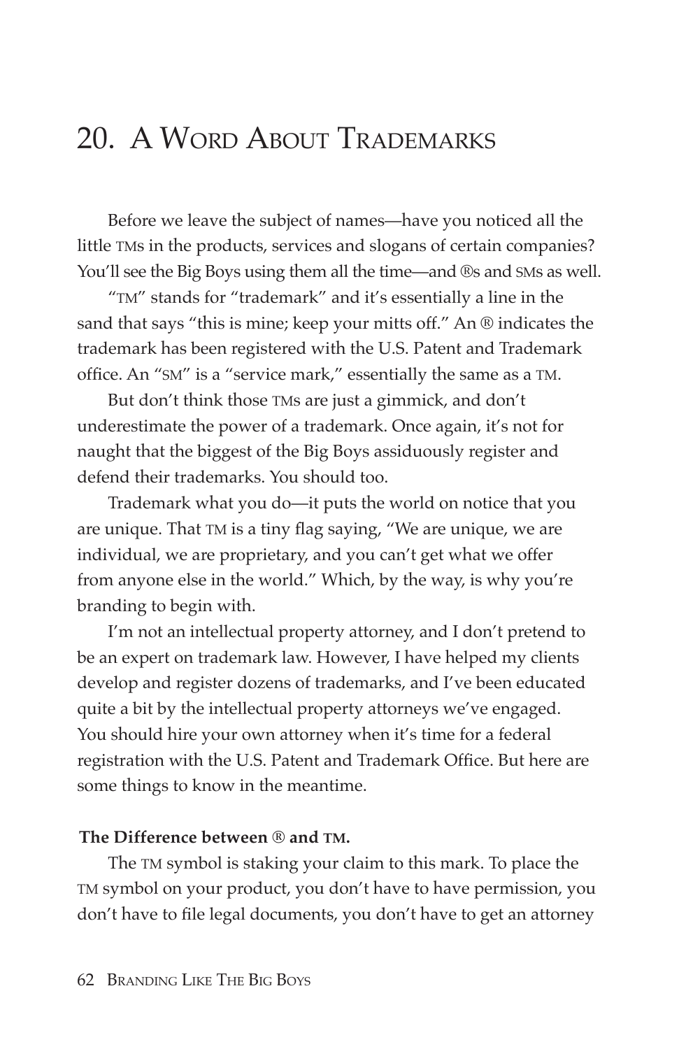# 20. A Word About Trademarks

Before we leave the subject of names—have you noticed all the little TMs in the products, services and slogans of certain companies? You'll see the Big Boys using them all the time—and ®s and SMs as well.

"TM" stands for "trademark" and it's essentially a line in the sand that says "this is mine; keep your mitts off." An ® indicates the trademark has been registered with the U.S. Patent and Trademark office. An "SM" is a "service mark," essentially the same as a TM.

But don't think those TMs are just a gimmick, and don't underestimate the power of a trademark. Once again, it's not for naught that the biggest of the Big Boys assiduously register and defend their trademarks. You should too.

Trademark what you do—it puts the world on notice that you are unique. That TM is a tiny flag saying, "We are unique, we are individual, we are proprietary, and you can't get what we offer from anyone else in the world." Which, by the way, is why you're branding to begin with.

I'm not an intellectual property attorney, and I don't pretend to be an expert on trademark law. However, I have helped my clients develop and register dozens of trademarks, and I've been educated quite a bit by the intellectual property attorneys we've engaged. You should hire your own attorney when it's time for a federal registration with the U.S. Patent and Trademark Office. But here are some things to know in the meantime.

**The Difference between ® and TM.**

The TM symbol is staking your claim to this mark. To place the TM symbol on your product, you don't have to have permission, you don't have to file legal documents, you don't have to get an attorney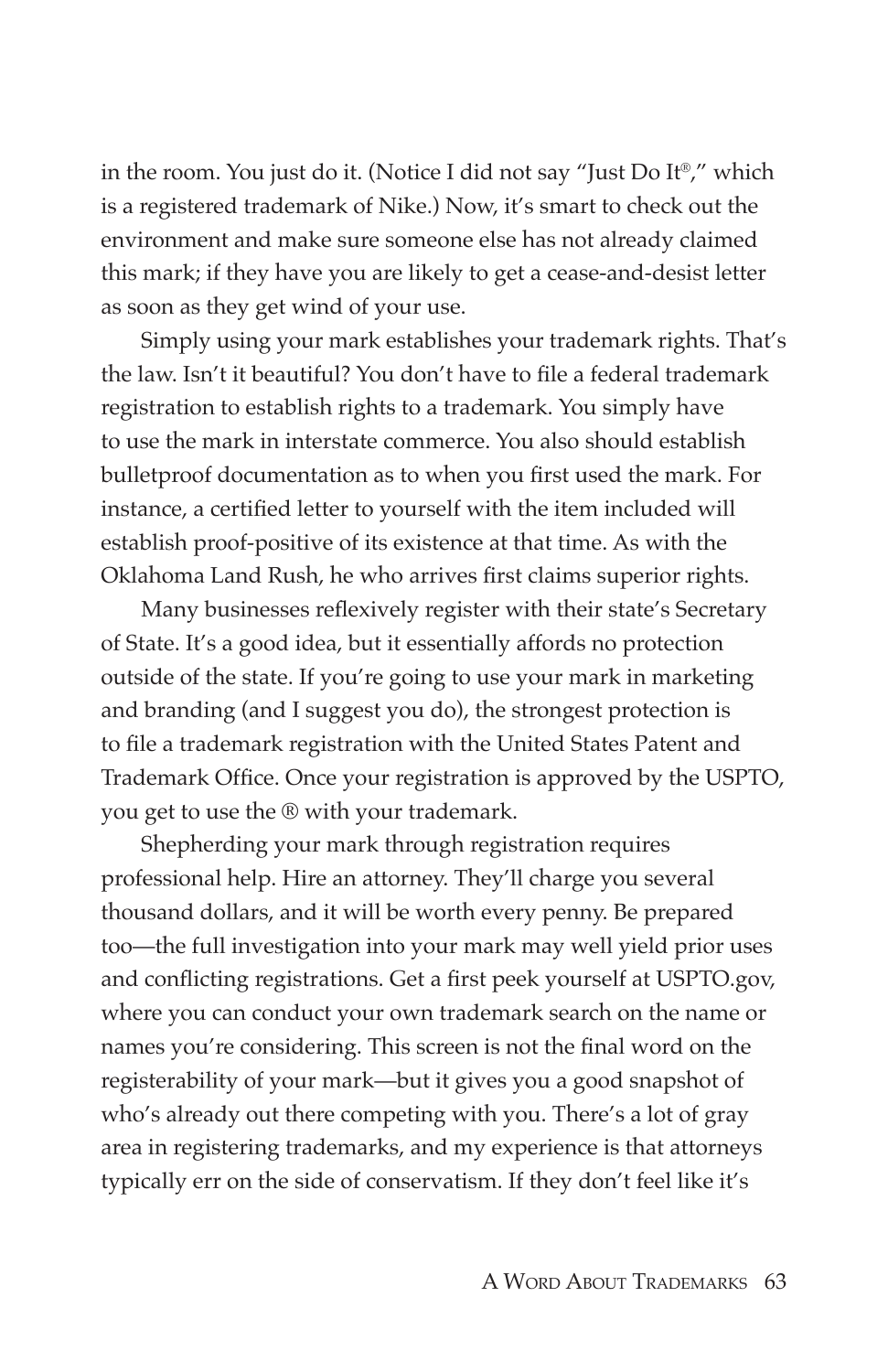in the room. You just do it. (Notice I did not say "Just Do It®," which is a registered trademark of Nike.) Now, it's smart to check out the environment and make sure someone else has not already claimed this mark; if they have you are likely to get a cease-and-desist letter as soon as they get wind of your use.

Simply using your mark establishes your trademark rights. That's the law. Isn't it beautiful? You don't have to file a federal trademark registration to establish rights to a trademark. You simply have to use the mark in interstate commerce. You also should establish bulletproof documentation as to when you first used the mark. For instance, a certified letter to yourself with the item included will establish proof-positive of its existence at that time. As with the Oklahoma Land Rush, he who arrives first claims superior rights.

Many businesses reflexively register with their state's Secretary of State. It's a good idea, but it essentially affords no protection outside of the state. If you're going to use your mark in marketing and branding (and I suggest you do), the strongest protection is to file a trademark registration with the United States Patent and Trademark Office. Once your registration is approved by the USPTO, you get to use the ® with your trademark.

Shepherding your mark through registration requires professional help. Hire an attorney. They'll charge you several thousand dollars, and it will be worth every penny. Be prepared too—the full investigation into your mark may well yield prior uses and conflicting registrations. Get a first peek yourself at USPTO.gov, where you can conduct your own trademark search on the name or names you're considering. This screen is not the final word on the registerability of your mark—but it gives you a good snapshot of who's already out there competing with you. There's a lot of gray area in registering trademarks, and my experience is that attorneys typically err on the side of conservatism. If they don't feel like it's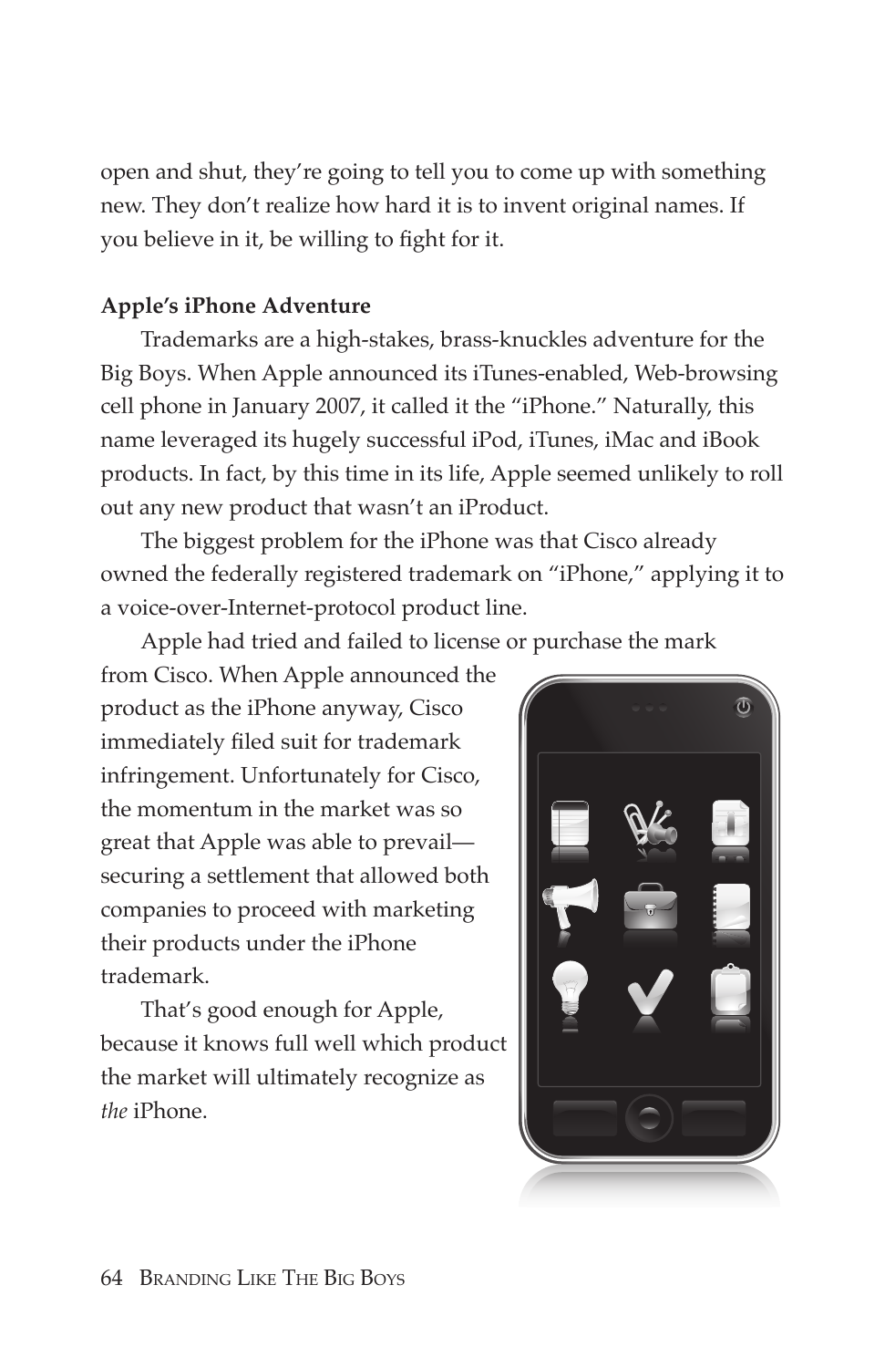open and shut, they're going to tell you to come up with something new. They don't realize how hard it is to invent original names. If you believe in it, be willing to fight for it.

**Apple's iPhone Adventure**

Trademarks are a high-stakes, brass-knuckles adventure for the Big Boys. When Apple announced its iTunes-enabled, Web-browsing cell phone in January 2007, it called it the "iPhone." Naturally, this name leveraged its hugely successful iPod, iTunes, iMac and iBook products. In fact, by this time in its life, Apple seemed unlikely to roll out any new product that wasn't an iProduct.

The biggest problem for the iPhone was that Cisco already owned the federally registered trademark on "iPhone," applying it to a voice-over-Internet-protocol product line.

Apple had tried and failed to license or purchase the mark from Cisco. When Apple announced the product as the iPhone anyway, Cisco immediately filed suit for trademark infringement. Unfortunately for Cisco, the momentum in the market was so great that Apple was able to prevail—securing a settlement that allowed both companies to proceed with marketing their products under the iPhone trademark.

That's good enough for Apple, because it knows full well which product the market will ultimately recognize as *the* iPhone.